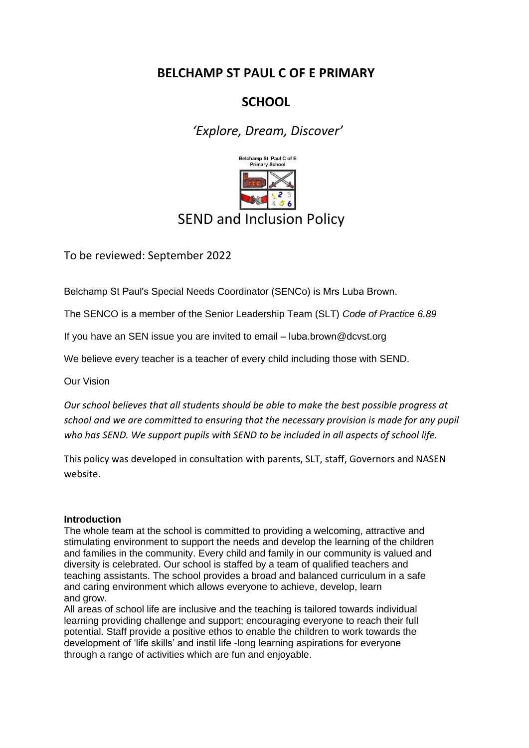# BELCHAMP ST PAUL C OF E PRIMARY

# SCHOOL

## *'Explore, Dream, Discover'*

## SEND and Inclusion Policy

To be reviewed: September 2022

Belchamp St Paul's Special Needs Coordinator (SENCo) is Mrs Luba Brown.

The SENCO is a member of the Senior Leadership Team (SLT) *Code of Practice 6.89*

If you have an SEN issue you are invited to email – luba.brown@dcvst.org

We believe every teacher is a teacher of every child including those with SEND.

Our Vision

*Our school believes that all students should be able to make the best possible progress at school and we are committed to ensuring that the necessary provision is made for any pupil who has SEND. We support pupils with SEND to be included in all aspects of school life.*

This policy was developed in consultation with parents, SLT, staff, Governors and NASEN website.

**Introduction**

The whole team at the school is committed to providing a welcoming, attractive and stimulating environment to support the needs and develop the learning of the children and families in the community. Every child and family in our community is valued and diversity is celebrated. Our school is staffed by a team of qualified teachers and teaching assistants. The school provides a broad and balanced curriculum in a safe and caring environment which allows everyone to achieve, develop, learn and grow.

All areas of school life are inclusive and the teaching is tailored towards individual learning providing challenge and support; encouraging everyone to reach their full potential. Staff provide a positive ethos to enable the children to work towards the development of 'life skills' and instil life -long learning aspirations for everyone through a range of activities which are fun and enjoyable.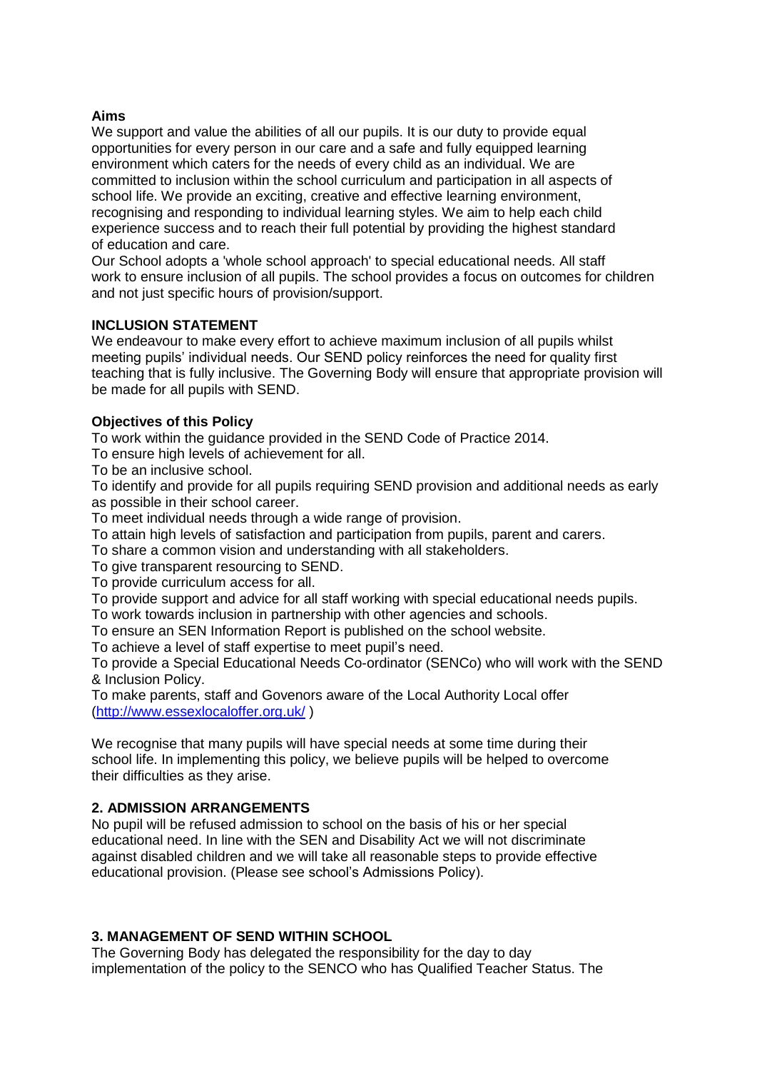**Aims**

We support and value the abilities of all our pupils. It is our duty to provide equal opportunities for every person in our care and a safe and fully equipped learning environment which caters for the needs of every child as an individual. We are committed to inclusion within the school curriculum and participation in all aspects of school life. We provide an exciting, creative and effective learning environment, recognising and responding to individual learning styles. We aim to help each child experience success and to reach their full potential by providing the highest standard of education and care.

Our School adopts a 'whole school approach' to special educational needs. All staff work to ensure inclusion of all pupils. The school provides a focus on outcomes for children and not just specific hours of provision/support.

**INCLUSION STATEMENT**

We endeavour to make every effort to achieve maximum inclusion of all pupils whilst meeting pupils' individual needs. Our SEND policy reinforces the need for quality first teaching that is fully inclusive. The Governing Body will ensure that appropriate provision will be made for all pupils with SEND.

**Objectives of this Policy**

To work within the guidance provided in the SEND Code of Practice 2014.
To ensure high levels of achievement for all.
To be an inclusive school.
To identify and provide for all pupils requiring SEND provision and additional needs as early as possible in their school career.
To meet individual needs through a wide range of provision.
To attain high levels of satisfaction and participation from pupils, parent and carers.
To share a common vision and understanding with all stakeholders.
To give transparent resourcing to SEND.
To provide curriculum access for all.
To provide support and advice for all staff working with special educational needs pupils.
To work towards inclusion in partnership with other agencies and schools.
To ensure an SEN Information Report is published on the school website.
To achieve a level of staff expertise to meet pupil's need.
To provide a Special Educational Needs Co-ordinator (SENCo) who will work with the SEND & Inclusion Policy.
To make parents, staff and Govenors aware of the Local Authority Local offer (http://www.essexlocaloffer.org.uk/ )

We recognise that many pupils will have special needs at some time during their school life. In implementing this policy, we believe pupils will be helped to overcome their difficulties as they arise.

**2. ADMISSION ARRANGEMENTS**

No pupil will be refused admission to school on the basis of his or her special educational need. In line with the SEN and Disability Act we will not discriminate against disabled children and we will take all reasonable steps to provide effective educational provision. (Please see school's Admissions Policy).

**3. MANAGEMENT OF SEND WITHIN SCHOOL**

The Governing Body has delegated the responsibility for the day to day implementation of the policy to the SENCO who has Qualified Teacher Status. The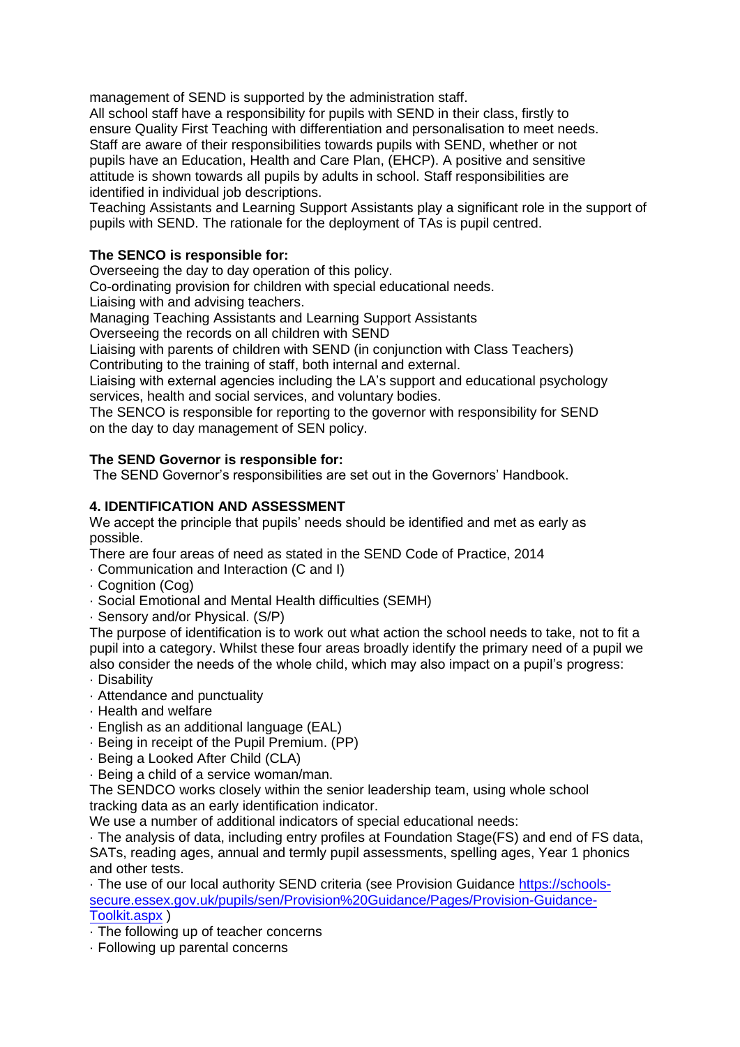management of SEND is supported by the administration staff.
All school staff have a responsibility for pupils with SEND in their class, firstly to ensure Quality First Teaching with differentiation and personalisation to meet needs. Staff are aware of their responsibilities towards pupils with SEND, whether or not pupils have an Education, Health and Care Plan, (EHCP). A positive and sensitive attitude is shown towards all pupils by adults in school. Staff responsibilities are identified in individual job descriptions.
Teaching Assistants and Learning Support Assistants play a significant role in the support of pupils with SEND. The rationale for the deployment of TAs is pupil centred.

**The SENCO is responsible for:**

Overseeing the day to day operation of this policy.
Co-ordinating provision for children with special educational needs.
Liaising with and advising teachers.
Managing Teaching Assistants and Learning Support Assistants
Overseeing the records on all children with SEND
Liaising with parents of children with SEND (in conjunction with Class Teachers)
Contributing to the training of staff, both internal and external.
Liaising with external agencies including the LA's support and educational psychology services, health and social services, and voluntary bodies.
The SENCO is responsible for reporting to the governor with responsibility for SEND on the day to day management of SEN policy.

**The SEND Governor is responsible for:**

The SEND Governor's responsibilities are set out in the Governors' Handbook.

**4. IDENTIFICATION AND ASSESSMENT**

We accept the principle that pupils' needs should be identified and met as early as possible.
There are four areas of need as stated in the SEND Code of Practice, 2014

- Communication and Interaction (C and I)
- Cognition (Cog)
- Social Emotional and Mental Health difficulties (SEMH)
- Sensory and/or Physical. (S/P)

The purpose of identification is to work out what action the school needs to take, not to fit a pupil into a category. Whilst these four areas broadly identify the primary need of a pupil we also consider the needs of the whole child, which may also impact on a pupil's progress:

- Disability
- Attendance and punctuality
- Health and welfare
- English as an additional language (EAL)
- Being in receipt of the Pupil Premium. (PP)
- Being a Looked After Child (CLA)
- Being a child of a service woman/man.

The SENDCO works closely within the senior leadership team, using whole school tracking data as an early identification indicator.
We use a number of additional indicators of special educational needs:

- The analysis of data, including entry profiles at Foundation Stage(FS) and end of FS data, SATs, reading ages, annual and termly pupil assessments, spelling ages, Year 1 phonics and other tests.
- The use of our local authority SEND criteria (see Provision Guidance [https://schools-secure.essex.gov.uk/pupils/sen/Provision%20Guidance/Pages/Provision-Guidance-Toolkit.aspx](https://schools-secure.essex.gov.uk/pupils/sen/Provision%20Guidance/Pages/Provision-Guidance-Toolkit.aspx) )
- The following up of teacher concerns
- Following up parental concerns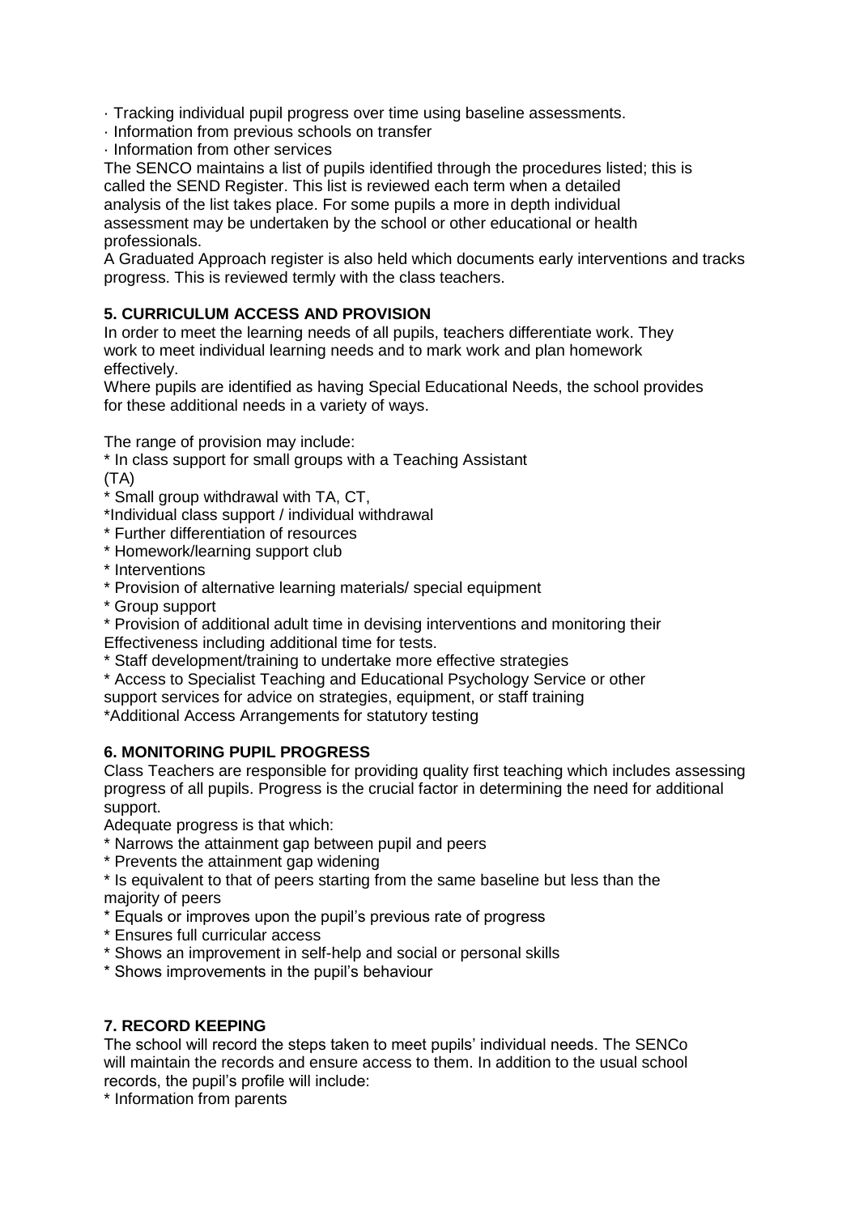· Tracking individual pupil progress over time using baseline assessments.
· Information from previous schools on transfer
· Information from other services

The SENCO maintains a list of pupils identified through the procedures listed; this is called the SEND Register. This list is reviewed each term when a detailed analysis of the list takes place. For some pupils a more in depth individual assessment may be undertaken by the school or other educational or health professionals.

A Graduated Approach register is also held which documents early interventions and tracks progress. This is reviewed termly with the class teachers.

### 5. CURRICULUM ACCESS AND PROVISION

In order to meet the learning needs of all pupils, teachers differentiate work. They work to meet individual learning needs and to mark work and plan homework effectively.

Where pupils are identified as having Special Educational Needs, the school provides for these additional needs in a variety of ways.

The range of provision may include:

* In class support for small groups with a Teaching Assistant (TA)
* Small group withdrawal with TA, CT,
* Individual class support / individual withdrawal
* Further differentiation of resources
* Homework/learning support club
* Interventions
* Provision of alternative learning materials/ special equipment
* Group support
* Provision of additional adult time in devising interventions and monitoring their Effectiveness including additional time for tests.
* Staff development/training to undertake more effective strategies
* Access to Specialist Teaching and Educational Psychology Service or other support services for advice on strategies, equipment, or staff training
* Additional Access Arrangements for statutory testing

### 6. MONITORING PUPIL PROGRESS

Class Teachers are responsible for providing quality first teaching which includes assessing progress of all pupils. Progress is the crucial factor in determining the need for additional support.

Adequate progress is that which:

* Narrows the attainment gap between pupil and peers
* Prevents the attainment gap widening
* Is equivalent to that of peers starting from the same baseline but less than the majority of peers
* Equals or improves upon the pupil's previous rate of progress
* Ensures full curricular access
* Shows an improvement in self-help and social or personal skills
* Shows improvements in the pupil's behaviour

### 7. RECORD KEEPING

The school will record the steps taken to meet pupils' individual needs. The SENCo will maintain the records and ensure access to them. In addition to the usual school records, the pupil's profile will include:

* Information from parents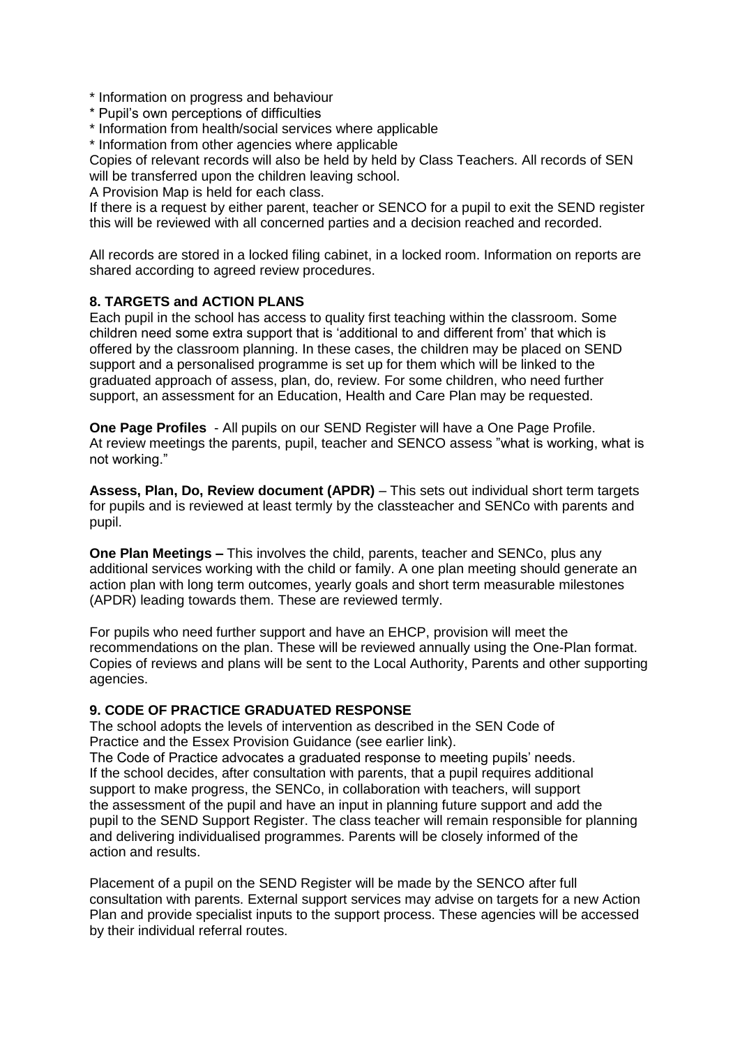* Information on progress and behaviour
* Pupil's own perceptions of difficulties
* Information from health/social services where applicable
* Information from other agencies where applicable

Copies of relevant records will also be held by held by Class Teachers. All records of SEN will be transferred upon the children leaving school.

A Provision Map is held for each class.

If there is a request by either parent, teacher or SENCO for a pupil to exit the SEND register this will be reviewed with all concerned parties and a decision reached and recorded.

All records are stored in a locked filing cabinet, in a locked room. Information on reports are shared according to agreed review procedures.

## 8. TARGETS and ACTION PLANS

Each pupil in the school has access to quality first teaching within the classroom. Some children need some extra support that is 'additional to and different from' that which is offered by the classroom planning. In these cases, the children may be placed on SEND support and a personalised programme is set up for them which will be linked to the graduated approach of assess, plan, do, review. For some children, who need further support, an assessment for an Education, Health and Care Plan may be requested.

**One Page Profiles** - All pupils on our SEND Register will have a One Page Profile. At review meetings the parents, pupil, teacher and SENCO assess "what is working, what is not working."

**Assess, Plan, Do, Review document (APDR)** – This sets out individual short term targets for pupils and is reviewed at least termly by the classteacher and SENCo with parents and pupil.

**One Plan Meetings –** This involves the child, parents, teacher and SENCo, plus any additional services working with the child or family. A one plan meeting should generate an action plan with long term outcomes, yearly goals and short term measurable milestones (APDR) leading towards them. These are reviewed termly.

For pupils who need further support and have an EHCP, provision will meet the recommendations on the plan. These will be reviewed annually using the One-Plan format. Copies of reviews and plans will be sent to the Local Authority, Parents and other supporting agencies.

## 9. CODE OF PRACTICE GRADUATED RESPONSE

The school adopts the levels of intervention as described in the SEN Code of Practice and the Essex Provision Guidance (see earlier link).

The Code of Practice advocates a graduated response to meeting pupils' needs. If the school decides, after consultation with parents, that a pupil requires additional support to make progress, the SENCo, in collaboration with teachers, will support the assessment of the pupil and have an input in planning future support and add the pupil to the SEND Support Register. The class teacher will remain responsible for planning and delivering individualised programmes. Parents will be closely informed of the action and results.

Placement of a pupil on the SEND Register will be made by the SENCO after full consultation with parents. External support services may advise on targets for a new Action Plan and provide specialist inputs to the support process. These agencies will be accessed by their individual referral routes.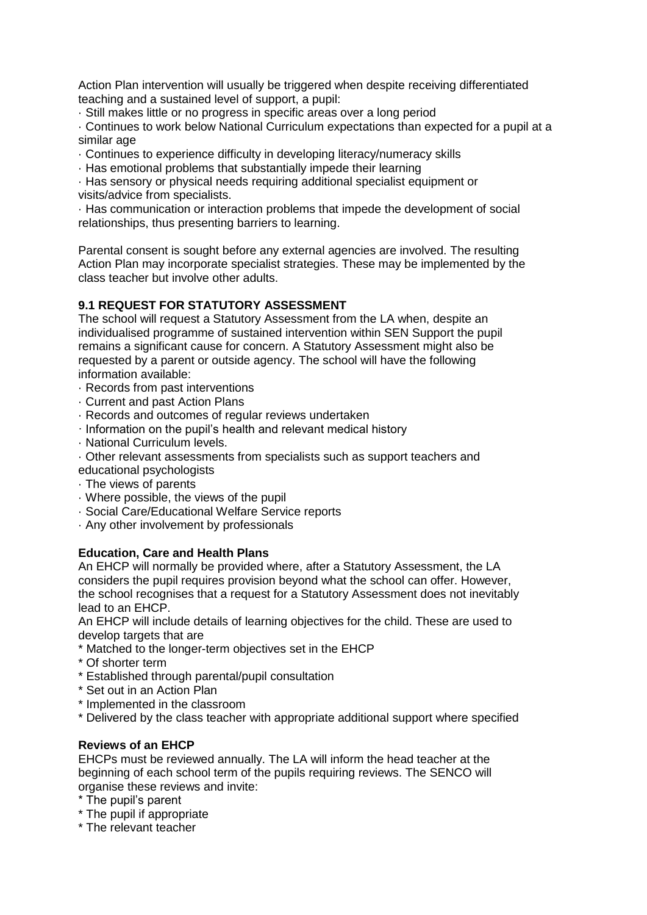Action Plan intervention will usually be triggered when despite receiving differentiated teaching and a sustained level of support, a pupil:

· Still makes little or no progress in specific areas over a long period
· Continues to work below National Curriculum expectations than expected for a pupil at a similar age
· Continues to experience difficulty in developing literacy/numeracy skills
· Has emotional problems that substantially impede their learning
· Has sensory or physical needs requiring additional specialist equipment or visits/advice from specialists.
· Has communication or interaction problems that impede the development of social relationships, thus presenting barriers to learning.

Parental consent is sought before any external agencies are involved. The resulting Action Plan may incorporate specialist strategies. These may be implemented by the class teacher but involve other adults.

**9.1 REQUEST FOR STATUTORY ASSESSMENT**

The school will request a Statutory Assessment from the LA when, despite an individualised programme of sustained intervention within SEN Support the pupil remains a significant cause for concern. A Statutory Assessment might also be requested by a parent or outside agency. The school will have the following information available:

· Records from past interventions
· Current and past Action Plans
· Records and outcomes of regular reviews undertaken
· Information on the pupil's health and relevant medical history
· National Curriculum levels.
· Other relevant assessments from specialists such as support teachers and educational psychologists
· The views of parents
· Where possible, the views of the pupil
· Social Care/Educational Welfare Service reports
· Any other involvement by professionals

**Education, Care and Health Plans**

An EHCP will normally be provided where, after a Statutory Assessment, the LA considers the pupil requires provision beyond what the school can offer. However, the school recognises that a request for a Statutory Assessment does not inevitably lead to an EHCP.

An EHCP will include details of learning objectives for the child. These are used to develop targets that are

* Matched to the longer-term objectives set in the EHCP
* Of shorter term
* Established through parental/pupil consultation
* Set out in an Action Plan
* Implemented in the classroom
* Delivered by the class teacher with appropriate additional support where specified

**Reviews of an EHCP**

EHCPs must be reviewed annually. The LA will inform the head teacher at the beginning of each school term of the pupils requiring reviews. The SENCO will organise these reviews and invite:

* The pupil's parent
* The pupil if appropriate
* The relevant teacher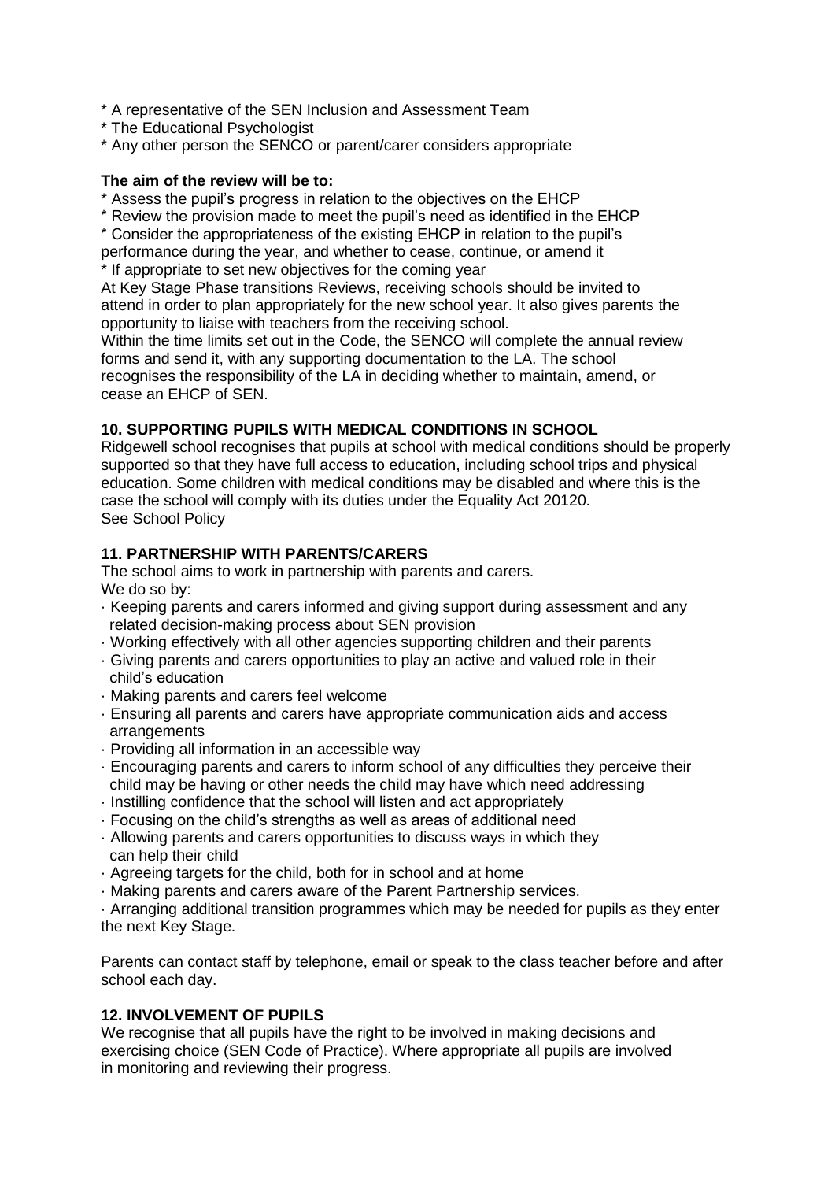* A representative of the SEN Inclusion and Assessment Team
* The Educational Psychologist
* Any other person the SENCO or parent/carer considers appropriate

**The aim of the review will be to:**

* Assess the pupil's progress in relation to the objectives on the EHCP
* Review the provision made to meet the pupil's need as identified in the EHCP
* Consider the appropriateness of the existing EHCP in relation to the pupil's performance during the year, and whether to cease, continue, or amend it
* If appropriate to set new objectives for the coming year

At Key Stage Phase transitions Reviews, receiving schools should be invited to attend in order to plan appropriately for the new school year. It also gives parents the opportunity to liaise with teachers from the receiving school.

Within the time limits set out in the Code, the SENCO will complete the annual review forms and send it, with any supporting documentation to the LA. The school recognises the responsibility of the LA in deciding whether to maintain, amend, or cease an EHCP of SEN.

**10. SUPPORTING PUPILS WITH MEDICAL CONDITIONS IN SCHOOL**

Ridgewell school recognises that pupils at school with medical conditions should be properly supported so that they have full access to education, including school trips and physical education. Some children with medical conditions may be disabled and where this is the case the school will comply with its duties under the Equality Act 20120.
See School Policy

**11. PARTNERSHIP WITH PARENTS/CARERS**

The school aims to work in partnership with parents and carers.
We do so by:

· Keeping parents and carers informed and giving support during assessment and any related decision-making process about SEN provision
· Working effectively with all other agencies supporting children and their parents
· Giving parents and carers opportunities to play an active and valued role in their child's education
· Making parents and carers feel welcome
· Ensuring all parents and carers have appropriate communication aids and access arrangements
· Providing all information in an accessible way
· Encouraging parents and carers to inform school of any difficulties they perceive their child may be having or other needs the child may have which need addressing
· Instilling confidence that the school will listen and act appropriately
· Focusing on the child's strengths as well as areas of additional need
· Allowing parents and carers opportunities to discuss ways in which they can help their child
· Agreeing targets for the child, both for in school and at home
· Making parents and carers aware of the Parent Partnership services.
· Arranging additional transition programmes which may be needed for pupils as they enter the next Key Stage.

Parents can contact staff by telephone, email or speak to the class teacher before and after school each day.

**12. INVOLVEMENT OF PUPILS**

We recognise that all pupils have the right to be involved in making decisions and exercising choice (SEN Code of Practice). Where appropriate all pupils are involved in monitoring and reviewing their progress.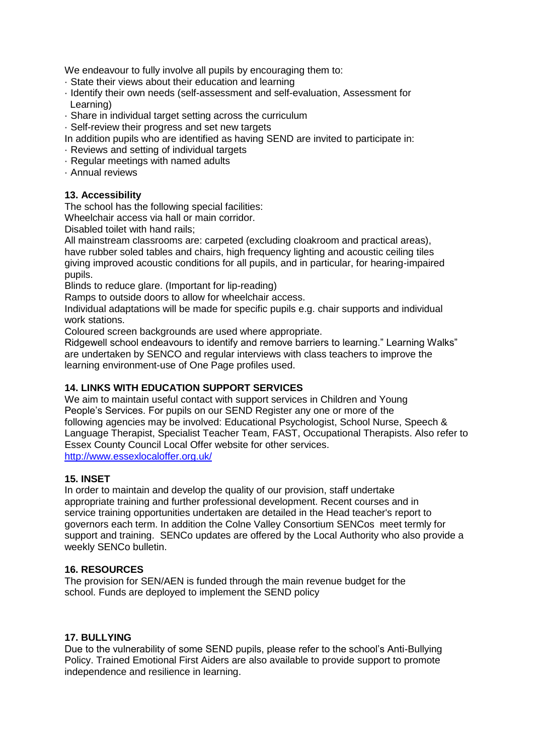We endeavour to fully involve all pupils by encouraging them to:

- State their views about their education and learning
- Identify their own needs (self-assessment and self-evaluation, Assessment for Learning)
- Share in individual target setting across the curriculum
- Self-review their progress and set new targets

In addition pupils who are identified as having SEND are invited to participate in:

- Reviews and setting of individual targets
- Regular meetings with named adults
- Annual reviews

**13. Accessibility**

The school has the following special facilities:

Wheelchair access via hall or main corridor.

Disabled toilet with hand rails;

All mainstream classrooms are: carpeted (excluding cloakroom and practical areas), have rubber soled tables and chairs, high frequency lighting and acoustic ceiling tiles giving improved acoustic conditions for all pupils, and in particular, for hearing-impaired pupils.

Blinds to reduce glare. (Important for lip-reading)

Ramps to outside doors to allow for wheelchair access.

Individual adaptations will be made for specific pupils e.g. chair supports and individual work stations.

Coloured screen backgrounds are used where appropriate.

Ridgewell school endeavours to identify and remove barriers to learning." Learning Walks" are undertaken by SENCO and regular interviews with class teachers to improve the learning environment-use of One Page profiles used.

**14. LINKS WITH EDUCATION SUPPORT SERVICES**

We aim to maintain useful contact with support services in Children and Young People's Services. For pupils on our SEND Register any one or more of the following agencies may be involved: Educational Psychologist, School Nurse, Speech & Language Therapist, Specialist Teacher Team, FAST, Occupational Therapists. Also refer to Essex County Council Local Offer website for other services.
[http://www.essexlocaloffer.org.uk/](http://www.essexlocaloffer.org.uk/)

**15. INSET**

In order to maintain and develop the quality of our provision, staff undertake appropriate training and further professional development. Recent courses and in service training opportunities undertaken are detailed in the Head teacher's report to governors each term. In addition the Colne Valley Consortium SENCos meet termly for support and training. SENCo updates are offered by the Local Authority who also provide a weekly SENCo bulletin.

**16. RESOURCES**

The provision for SEN/AEN is funded through the main revenue budget for the school. Funds are deployed to implement the SEND policy

**17. BULLYING**

Due to the vulnerability of some SEND pupils, please refer to the school's Anti-Bullying Policy. Trained Emotional First Aiders are also available to provide support to promote independence and resilience in learning.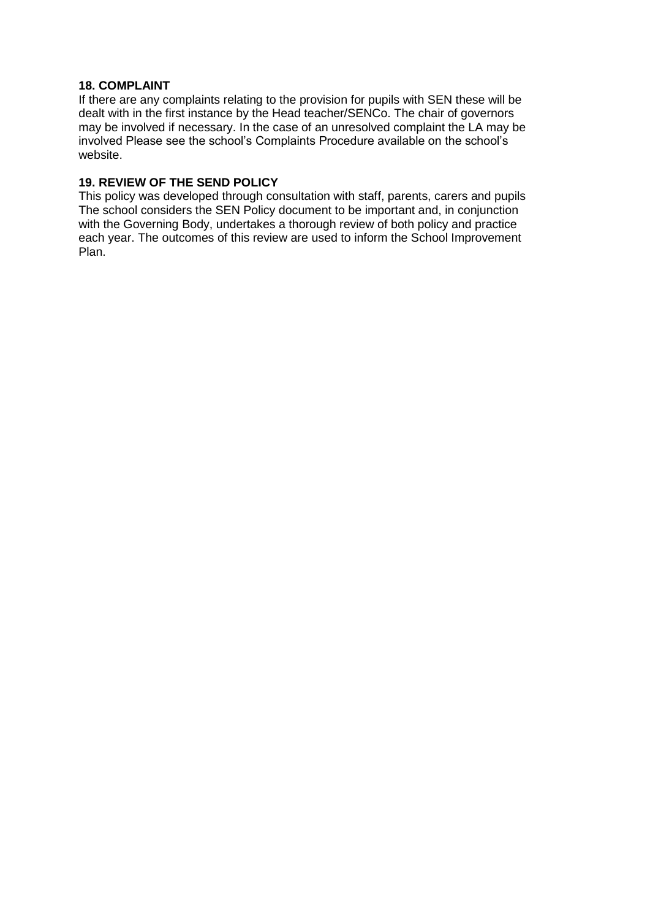### 18. COMPLAINT

If there are any complaints relating to the provision for pupils with SEN these will be dealt with in the first instance by the Head teacher/SENCo. The chair of governors may be involved if necessary. In the case of an unresolved complaint the LA may be involved Please see the school's Complaints Procedure available on the school's website.

### 19. REVIEW OF THE SEND POLICY

This policy was developed through consultation with staff, parents, carers and pupils The school considers the SEN Policy document to be important and, in conjunction with the Governing Body, undertakes a thorough review of both policy and practice each year. The outcomes of this review are used to inform the School Improvement Plan.